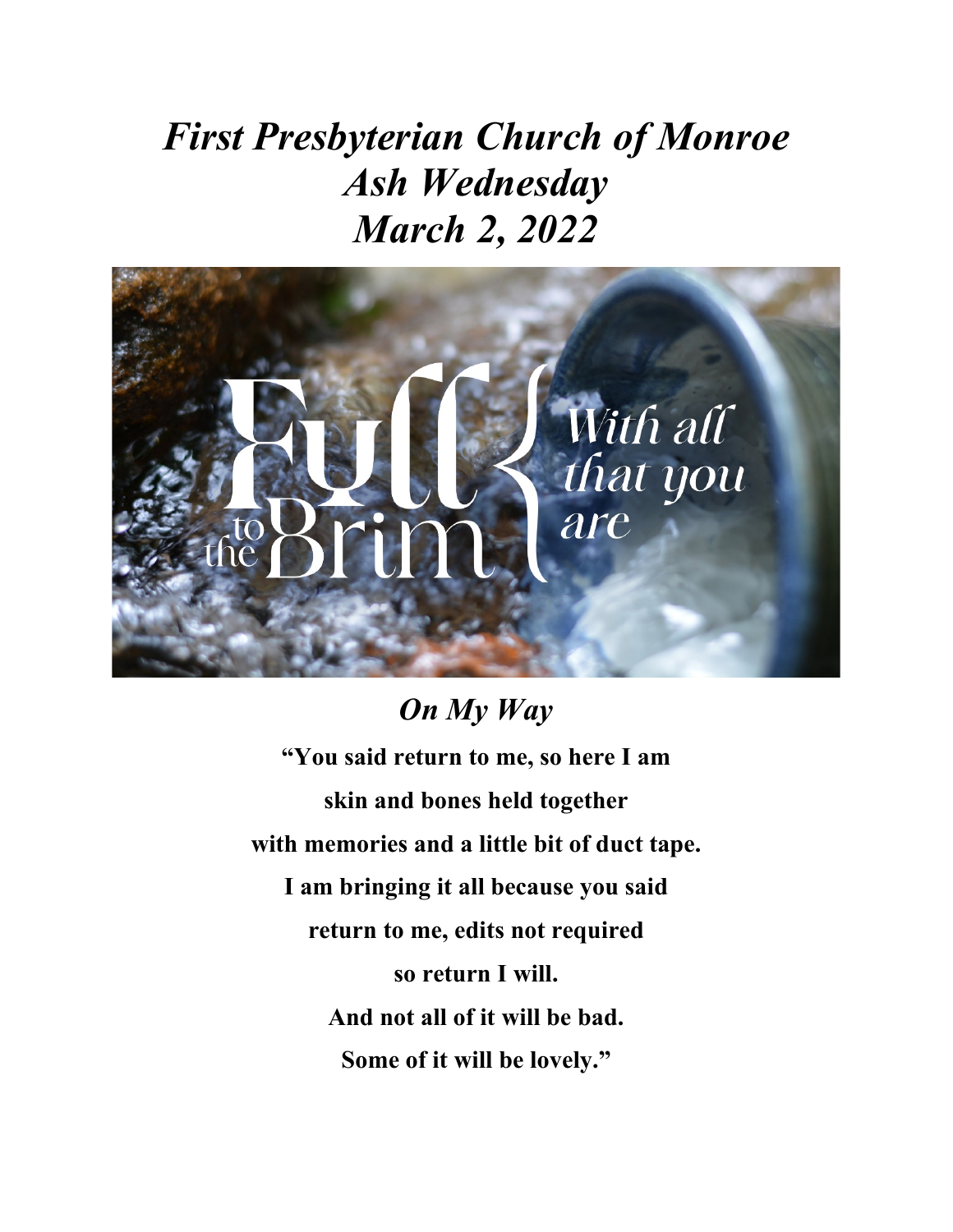# *First Presbyterian Church of Monroe*
# *Ash Wednesday*
# *March 2, 2022*

## *On My Way*

**"You said return to me, so here I am**

**skin and bones held together**

**with memories and a little bit of duct tape.**

**I am bringing it all because you said**

**return to me, edits not required**

**so return I will.**

**And not all of it will be bad.**

**Some of it will be lovely."**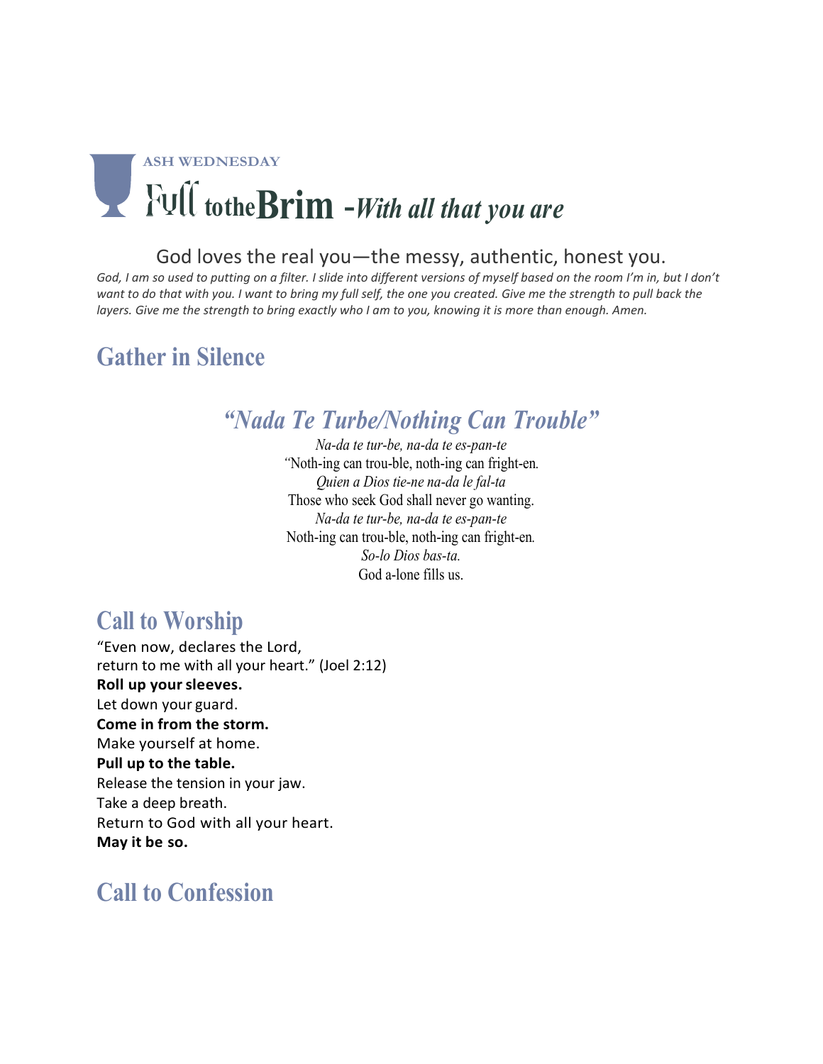ASH WEDNESDAY

# Full to the Brim -*With all that you are*

God loves the real you—the messy, authentic, honest you.

*God, I am so used to putting on a filter. I slide into different versions of myself based on the room I'm in, but I don't want to do that with you. I want to bring my full self, the one you created. Give me the strength to pull back the layers. Give me the strength to bring exactly who I am to you, knowing it is more than enough. Amen.*

## Gather in Silence

### *"Nada Te Turbe/Nothing Can Trouble"*

*Na-da te tur-be, na-da te es-pan-te*
"Noth-ing can trou-ble, noth-ing can fright-en.
*Quien a Dios tie-ne na-da le fal-ta*
Those who seek God shall never go wanting.
*Na-da te tur-be, na-da te es-pan-te*
Noth-ing can trou-ble, noth-ing can fright-en.
*So-lo Dios bas-ta.*
God a-lone fills us.

## Call to Worship

"Even now, declares the Lord,
return to me with all your heart." (Joel 2:12)
**Roll up your sleeves.**
Let down your guard.
**Come in from the storm.**
Make yourself at home.
**Pull up to the table.**
Release the tension in your jaw.
Take a deep breath.
Return to God with all your heart.
**May it be so.**

## Call to Confession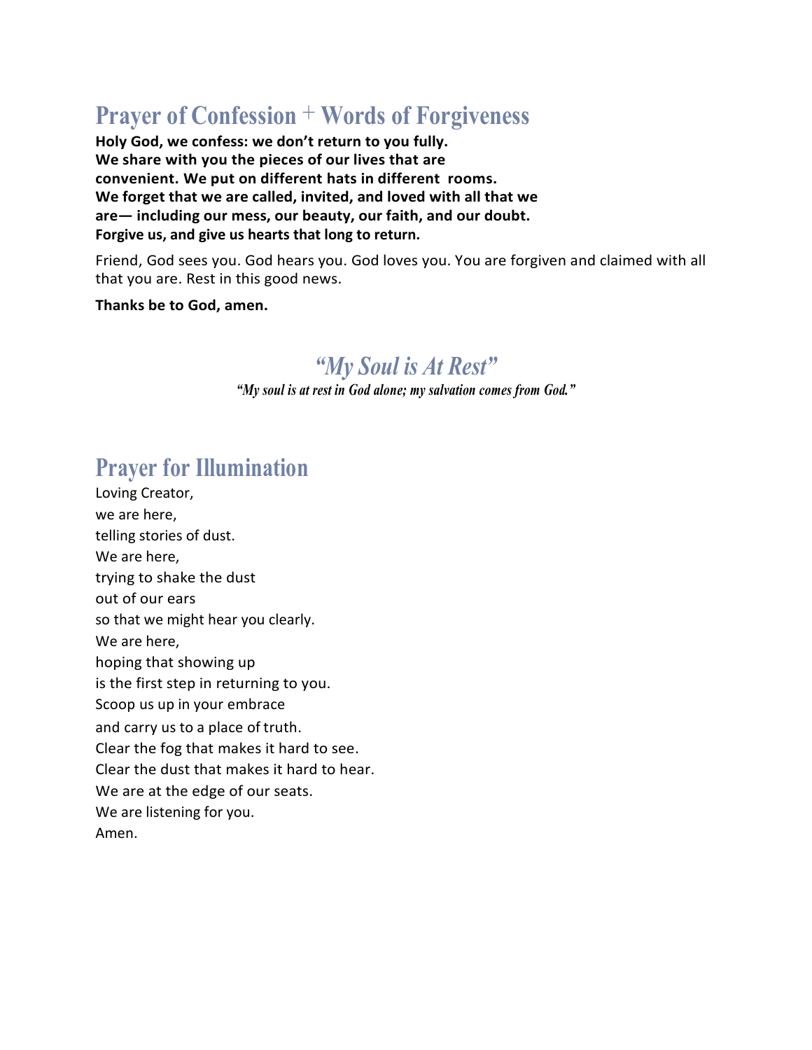## Prayer of Confession + Words of Forgiveness

**Holy God, we confess: we don't return to you fully.**
**We share with you the pieces of our lives that are convenient. We put on different hats in different rooms.**
**We forget that we are called, invited, and loved with all that we are— including our mess, our beauty, our faith, and our doubt.**
**Forgive us, and give us hearts that long to return.**

Friend, God sees you. God hears you. God loves you. You are forgiven and claimed with all that you are. Rest in this good news.

**Thanks be to God, amen.**

### *"My Soul is At Rest"*

*"My soul is at rest in God alone; my salvation comes from God."*

## Prayer for Illumination

Loving Creator,
we are here,
telling stories of dust.
We are here,
trying to shake the dust
out of our ears
so that we might hear you clearly.
We are here,
hoping that showing up
is the first step in returning to you.
Scoop us up in your embrace
and carry us to a place of truth.
Clear the fog that makes it hard to see.
Clear the dust that makes it hard to hear.
We are at the edge of our seats.
We are listening for you.
Amen.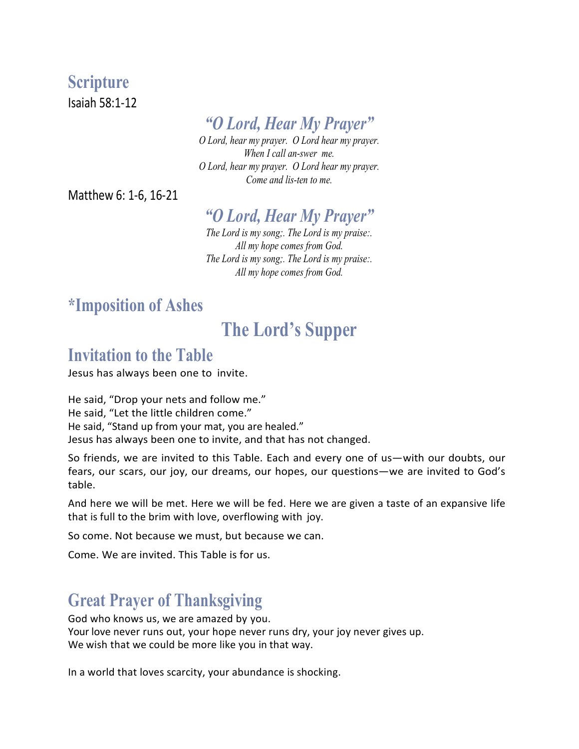## Scripture

Isaiah 58:1-12

### *"O Lord, Hear My Prayer"*

*O Lord, hear my prayer. O Lord hear my prayer.*
*When I call an-swer me.*
*O Lord, hear my prayer. O Lord hear my prayer.*
*Come and lis-ten to me.*

Matthew 6: 1-6, 16-21

### *"O Lord, Hear My Prayer"*

*The Lord is my song;. The Lord is my praise:.*
*All my hope comes from God.*
*The Lord is my song;. The Lord is my praise:.*
*All my hope comes from God.*

## *Imposition of Ashes

# The Lord's Supper

## Invitation to the Table

Jesus has always been one to invite.

He said, "Drop your nets and follow me."
He said, "Let the little children come."
He said, "Stand up from your mat, you are healed."
Jesus has always been one to invite, and that has not changed.

So friends, we are invited to this Table. Each and every one of us—with our doubts, our fears, our scars, our joy, our dreams, our hopes, our questions—we are invited to God's table.

And here we will be met. Here we will be fed. Here we are given a taste of an expansive life that is full to the brim with love, overflowing with joy.

So come. Not because we must, but because we can.

Come. We are invited. This Table is for us.

## Great Prayer of Thanksgiving

God who knows us, we are amazed by you.
Your love never runs out, your hope never runs dry, your joy never gives up.
We wish that we could be more like you in that way.

In a world that loves scarcity, your abundance is shocking.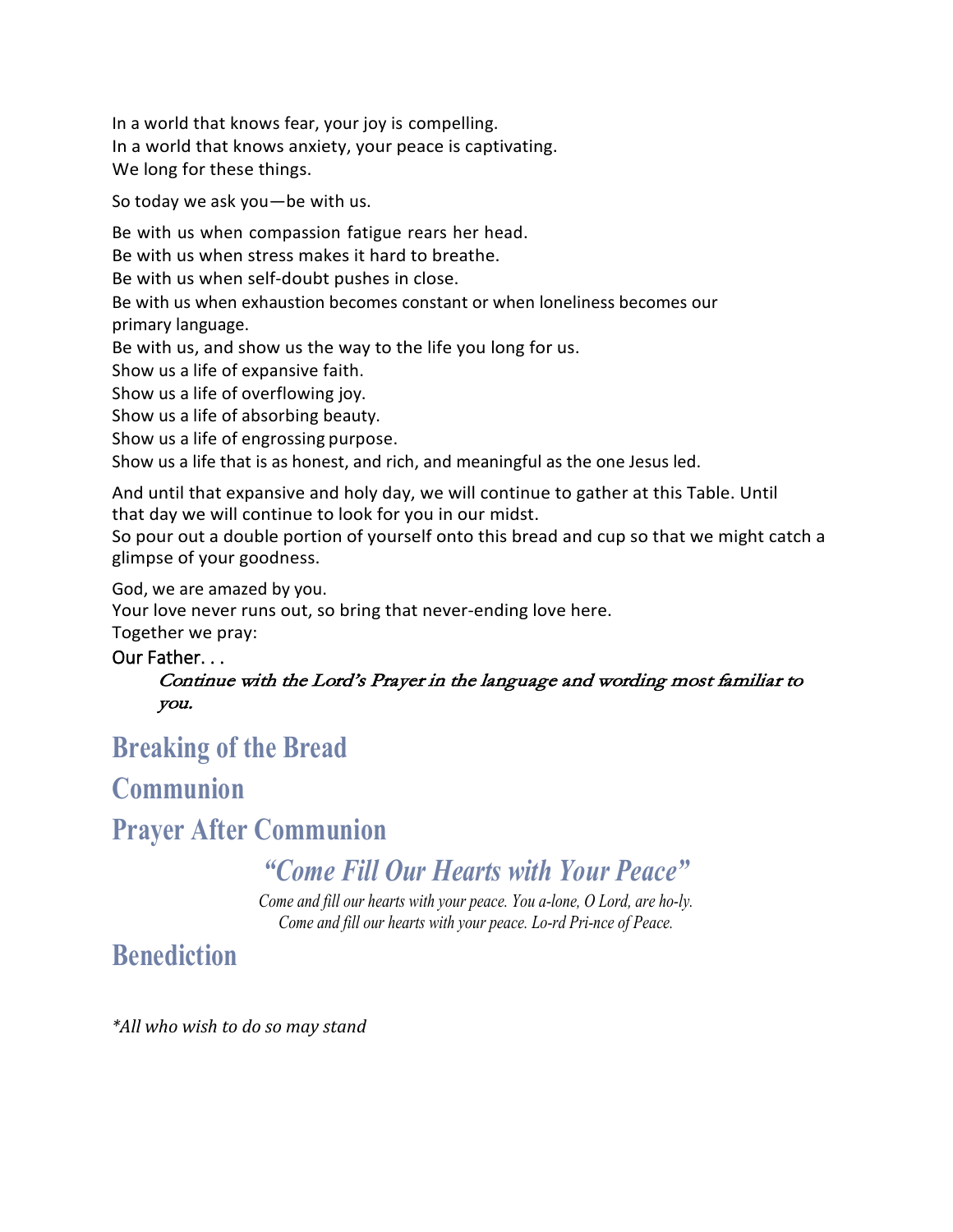In a world that knows fear, your joy is compelling.
In a world that knows anxiety, your peace is captivating.
We long for these things.

So today we ask you—be with us.

Be with us when compassion fatigue rears her head.
Be with us when stress makes it hard to breathe.
Be with us when self-doubt pushes in close.
Be with us when exhaustion becomes constant or when loneliness becomes our primary language.
Be with us, and show us the way to the life you long for us.
Show us a life of expansive faith.
Show us a life of overflowing joy.
Show us a life of absorbing beauty.
Show us a life of engrossing purpose.
Show us a life that is as honest, and rich, and meaningful as the one Jesus led.

And until that expansive and holy day, we will continue to gather at this Table. Until that day we will continue to look for you in our midst.
So pour out a double portion of yourself onto this bread and cup so that we might catch a glimpse of your goodness.

God, we are amazed by you.
Your love never runs out, so bring that never-ending love here.
Together we pray:

Our Father. . .

*Continue with the Lord's Prayer in the language and wording most familiar to you.*

## Breaking of the Bread

## Communion

## Prayer After Communion

### *"Come Fill Our Hearts with Your Peace"*

*Come and fill our hearts with your peace. You a-lone, O Lord, are ho-ly.*
*Come and fill our hearts with your peace. Lo-rd Pri-nce of Peace.*

## Benediction

*\*All who wish to do so may stand*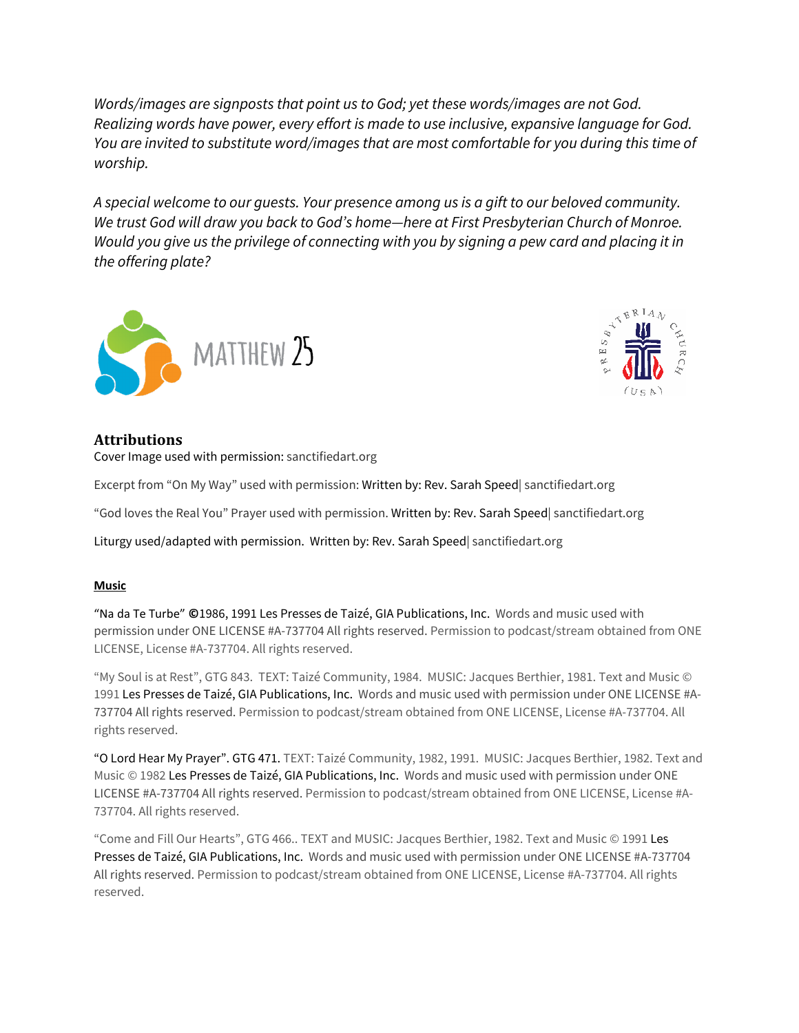*Words/images are signposts that point us to God; yet these words/images are not God. Realizing words have power, every effort is made to use inclusive, expansive language for God. You are invited to substitute word/images that are most comfortable for you during this time of worship.*

*A special welcome to our guests. Your presence among us is a gift to our beloved community. We trust God will draw you back to God's home—here at First Presbyterian Church of Monroe. Would you give us the privilege of connecting with you by signing a pew card and placing it in the offering plate?*

MATTHEW 25

PRESBYTERIAN CHURCH (USA)

## Attributions

Cover Image used with permission: sanctifiedart.org

Excerpt from "On My Way" used with permission: Written by: Rev. Sarah Speed| sanctifiedart.org

"God loves the Real You" Prayer used with permission. Written by: Rev. Sarah Speed| sanctifiedart.org

Liturgy used/adapted with permission. Written by: Rev. Sarah Speed| sanctifiedart.org

**Music**

"Na da Te Turbe" ©1986, 1991 Les Presses de Taizé, GIA Publications, Inc. Words and music used with permission under ONE LICENSE #A-737704 All rights reserved. Permission to podcast/stream obtained from ONE LICENSE, License #A-737704. All rights reserved.

"My Soul is at Rest", GTG 843. TEXT: Taizé Community, 1984. MUSIC: Jacques Berthier, 1981. Text and Music © 1991 Les Presses de Taizé, GIA Publications, Inc. Words and music used with permission under ONE LICENSE #A-737704 All rights reserved. Permission to podcast/stream obtained from ONE LICENSE, License #A-737704. All rights reserved.

"O Lord Hear My Prayer". GTG 471. TEXT: Taizé Community, 1982, 1991. MUSIC: Jacques Berthier, 1982. Text and Music © 1982 Les Presses de Taizé, GIA Publications, Inc. Words and music used with permission under ONE LICENSE #A-737704 All rights reserved. Permission to podcast/stream obtained from ONE LICENSE, License #A-737704. All rights reserved.

"Come and Fill Our Hearts", GTG 466.. TEXT and MUSIC: Jacques Berthier, 1982. Text and Music © 1991 Les Presses de Taizé, GIA Publications, Inc. Words and music used with permission under ONE LICENSE #A-737704 All rights reserved. Permission to podcast/stream obtained from ONE LICENSE, License #A-737704. All rights reserved.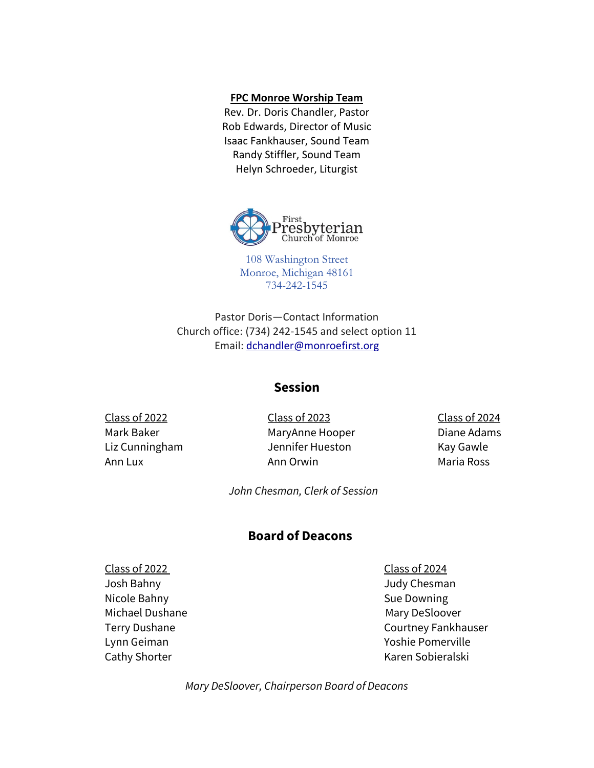**FPC Monroe Worship Team**

Rev. Dr. Doris Chandler, Pastor
Rob Edwards, Director of Music
Isaac Fankhauser, Sound Team
Randy Stiffler, Sound Team
Helyn Schroeder, Liturgist

First Presbyterian Church of Monroe

108 Washington Street
Monroe, Michigan 48161
734-242-1545

Pastor Doris—Contact Information
Church office: (734) 242-1545 and select option 11
Email: dchandler@monroefirst.org

## Session

| Class of 2022 | Class of 2023 | Class of 2024 |
| --- | --- | --- |
| Mark Baker | MaryAnne Hooper | Diane Adams |
| Liz Cunningham | Jennifer Hueston | Kay Gawle |
| Ann Lux | Ann Orwin | Maria Ross |

*John Chesman, Clerk of Session*

## Board of Deacons

| Class of 2022 | Class of 2024 |
| --- | --- |
| Josh Bahny | Judy Chesman |
| Nicole Bahny | Sue Downing |
| Michael Dushane | Mary DeSloover |
| Terry Dushane | Courtney Fankhauser |
| Lynn Geiman | Yoshie Pomerville |
| Cathy Shorter | Karen Sobieralski |

*Mary DeSloover, Chairperson Board of Deacons*